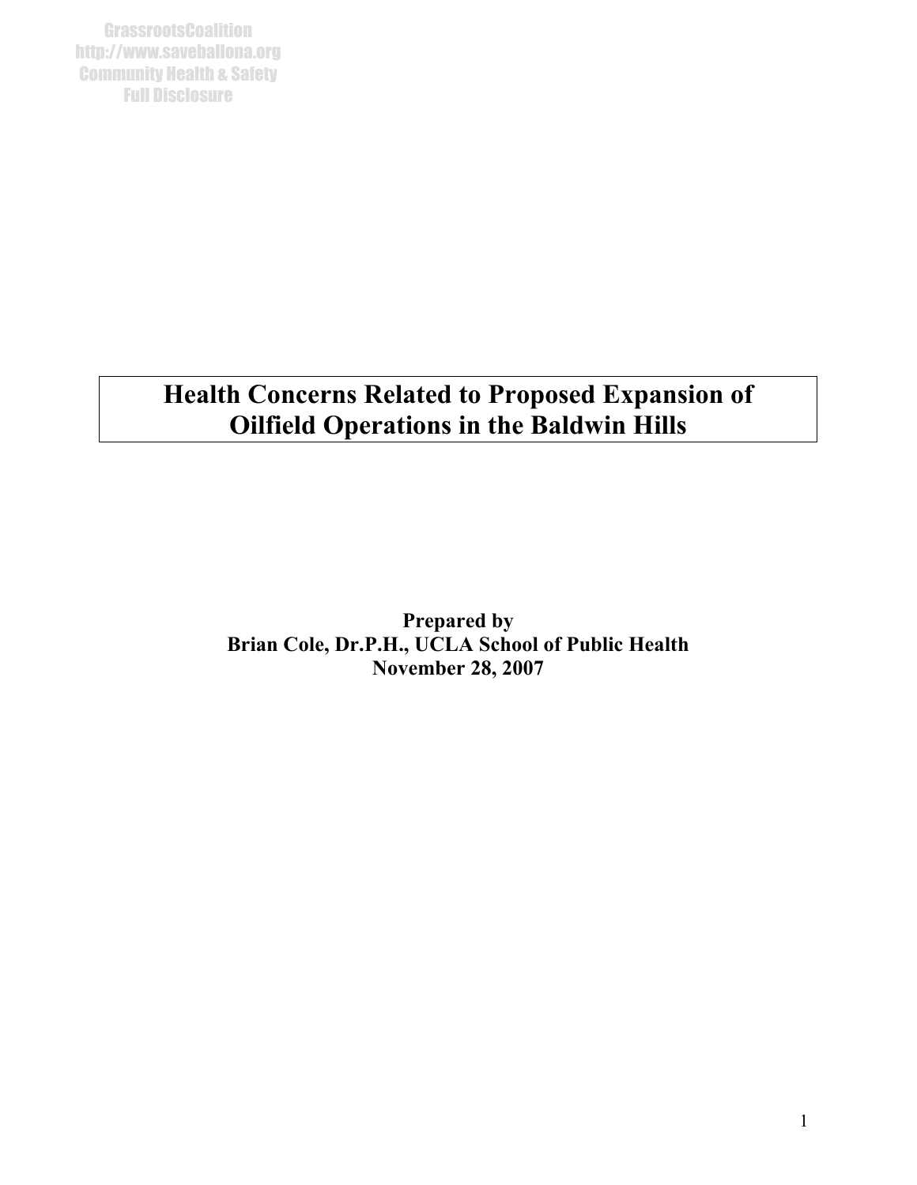# Health Concerns Related to Proposed Expansion of Oilfield Operations in the Baldwin Hills

**Prepared by**
**Brian Cole, Dr.P.H., UCLA School of Public Health**
**November 28, 2007**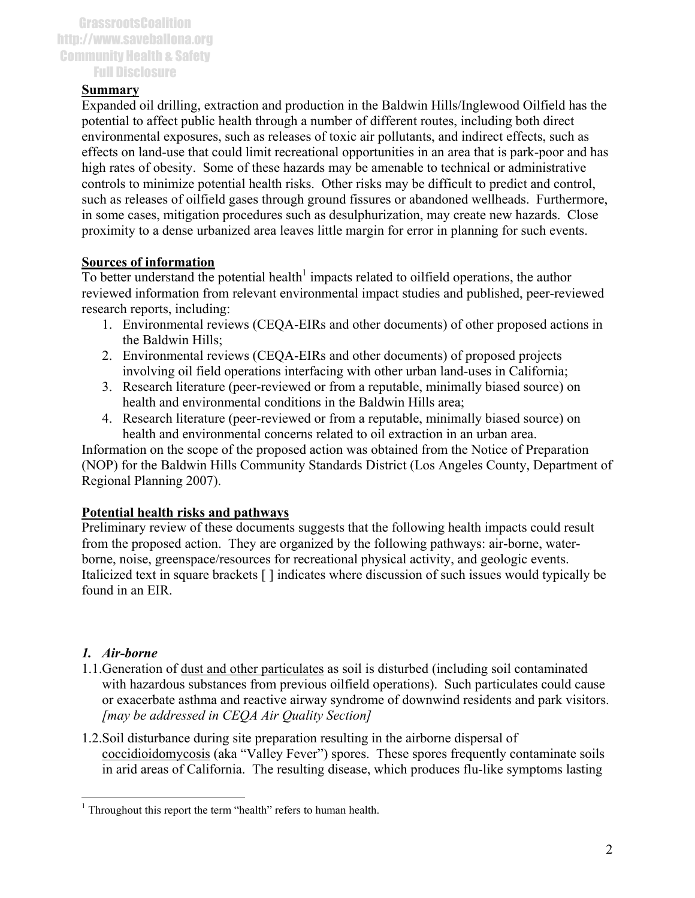GrassrootsCoalition
http://www.saveballona.org
Community Health & Safety
Full Disclosure

## Summary

Expanded oil drilling, extraction and production in the Baldwin Hills/Inglewood Oilfield has the potential to affect public health through a number of different routes, including both direct environmental exposures, such as releases of toxic air pollutants, and indirect effects, such as effects on land-use that could limit recreational opportunities in an area that is park-poor and has high rates of obesity. Some of these hazards may be amenable to technical or administrative controls to minimize potential health risks. Other risks may be difficult to predict and control, such as releases of oilfield gases through ground fissures or abandoned wellheads. Furthermore, in some cases, mitigation procedures such as desulphurization, may create new hazards. Close proximity to a dense urbanized area leaves little margin for error in planning for such events.

## Sources of information

To better understand the potential health[1] impacts related to oilfield operations, the author reviewed information from relevant environmental impact studies and published, peer-reviewed research reports, including:

1. Environmental reviews (CEQA-EIRs and other documents) of other proposed actions in the Baldwin Hills;
2. Environmental reviews (CEQA-EIRs and other documents) of proposed projects involving oil field operations interfacing with other urban land-uses in California;
3. Research literature (peer-reviewed or from a reputable, minimally biased source) on health and environmental conditions in the Baldwin Hills area;
4. Research literature (peer-reviewed or from a reputable, minimally biased source) on health and environmental concerns related to oil extraction in an urban area.

Information on the scope of the proposed action was obtained from the Notice of Preparation (NOP) for the Baldwin Hills Community Standards District (Los Angeles County, Department of Regional Planning 2007).

## Potential health risks and pathways

Preliminary review of these documents suggests that the following health impacts could result from the proposed action. They are organized by the following pathways: air-borne, water-borne, noise, greenspace/resources for recreational physical activity, and geologic events. Italicized text in square brackets [ ] indicates where discussion of such issues would typically be found in an EIR.

### *1. Air-borne*

1.1. Generation of dust and other particulates as soil is disturbed (including soil contaminated with hazardous substances from previous oilfield operations). Such particulates could cause or exacerbate asthma and reactive airway syndrome of downwind residents and park visitors. *[may be addressed in CEQA Air Quality Section]*

1.2. Soil disturbance during site preparation resulting in the airborne dispersal of coccidioidomycosis (aka "Valley Fever") spores. These spores frequently contaminate soils in arid areas of California. The resulting disease, which produces flu-like symptoms lasting

[1] Throughout this report the term "health" refers to human health.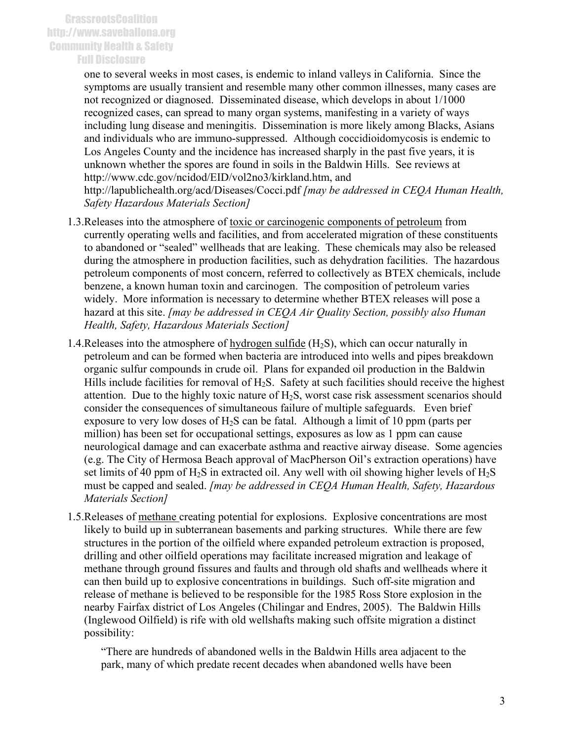one to several weeks in most cases, is endemic to inland valleys in California. Since the symptoms are usually transient and resemble many other common illnesses, many cases are not recognized or diagnosed. Disseminated disease, which develops in about 1/1000 recognized cases, can spread to many organ systems, manifesting in a variety of ways including lung disease and meningitis. Dissemination is more likely among Blacks, Asians and individuals who are immuno-suppressed. Although coccidioidomycosis is endemic to Los Angeles County and the incidence has increased sharply in the past five years, it is unknown whether the spores are found in soils in the Baldwin Hills. See reviews at http://www.cdc.gov/ncidod/EID/vol2no3/kirkland.htm, and http://lapublichealth.org/acd/Diseases/Cocci.pdf *[may be addressed in CEQA Human Health, Safety Hazardous Materials Section]*

1.3. Releases into the atmosphere of toxic or carcinogenic components of petroleum from currently operating wells and facilities, and from accelerated migration of these constituents to abandoned or "sealed" wellheads that are leaking. These chemicals may also be released during the atmosphere in production facilities, such as dehydration facilities. The hazardous petroleum components of most concern, referred to collectively as BTEX chemicals, include benzene, a known human toxin and carcinogen. The composition of petroleum varies widely. More information is necessary to determine whether BTEX releases will pose a hazard at this site. *[may be addressed in CEQA Air Quality Section, possibly also Human Health, Safety, Hazardous Materials Section]*

1.4. Releases into the atmosphere of hydrogen sulfide ($H_2S$), which can occur naturally in petroleum and can be formed when bacteria are introduced into wells and pipes breakdown organic sulfur compounds in crude oil. Plans for expanded oil production in the Baldwin Hills include facilities for removal of $H_2S$. Safety at such facilities should receive the highest attention. Due to the highly toxic nature of $H_2S$, worst case risk assessment scenarios should consider the consequences of simultaneous failure of multiple safeguards. Even brief exposure to very low doses of $H_2S$ can be fatal. Although a limit of 10 ppm (parts per million) has been set for occupational settings, exposures as low as 1 ppm can cause neurological damage and can exacerbate asthma and reactive airway disease. Some agencies (e.g. The City of Hermosa Beach approval of MacPherson Oil's extraction operations) have set limits of 40 ppm of $H_2S$ in extracted oil. Any well with oil showing higher levels of $H_2S$ must be capped and sealed. *[may be addressed in CEQA Human Health, Safety, Hazardous Materials Section]*

1.5. Releases of methane creating potential for explosions. Explosive concentrations are most likely to build up in subterranean basements and parking structures. While there are few structures in the portion of the oilfield where expanded petroleum extraction is proposed, drilling and other oilfield operations may facilitate increased migration and leakage of methane through ground fissures and faults and through old shafts and wellheads where it can then build up to explosive concentrations in buildings. Such off-site migration and release of methane is believed to be responsible for the 1985 Ross Store explosion in the nearby Fairfax district of Los Angeles (Chilingar and Endres, 2005). The Baldwin Hills (Inglewood Oilfield) is rife with old wellshafts making such offsite migration a distinct possibility:

> "There are hundreds of abandoned wells in the Baldwin Hills area adjacent to the park, many of which predate recent decades when abandoned wells have been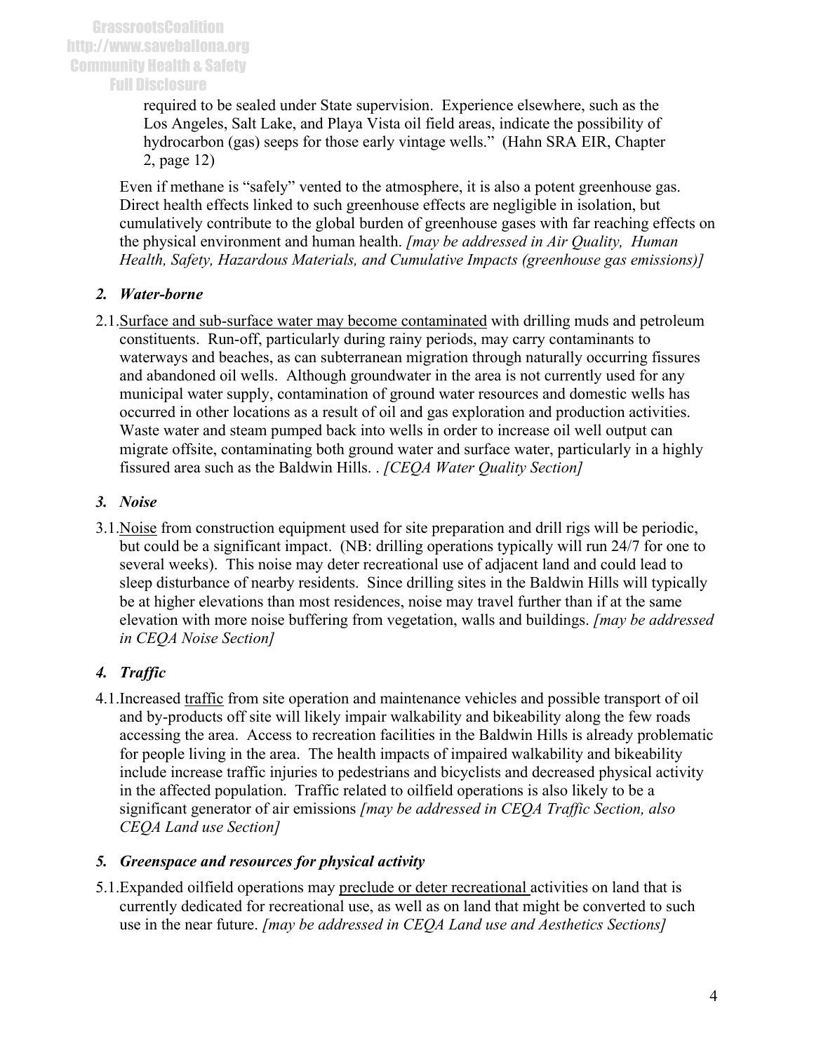required to be sealed under State supervision. Experience elsewhere, such as the Los Angeles, Salt Lake, and Playa Vista oil field areas, indicate the possibility of hydrocarbon (gas) seeps for those early vintage wells." (Hahn SRA EIR, Chapter 2, page 12)

Even if methane is "safely" vented to the atmosphere, it is also a potent greenhouse gas. Direct health effects linked to such greenhouse effects are negligible in isolation, but cumulatively contribute to the global burden of greenhouse gases with far reaching effects on the physical environment and human health. *[may be addressed in Air Quality, Human Health, Safety, Hazardous Materials, and Cumulative Impacts (greenhouse gas emissions)]*

### *2. Water-borne*

2.1. <u>Surface and sub-surface water may become contaminated</u> with drilling muds and petroleum constituents. Run-off, particularly during rainy periods, may carry contaminants to waterways and beaches, as can subterranean migration through naturally occurring fissures and abandoned oil wells. Although groundwater in the area is not currently used for any municipal water supply, contamination of ground water resources and domestic wells has occurred in other locations as a result of oil and gas exploration and production activities. Waste water and steam pumped back into wells in order to increase oil well output can migrate offsite, contaminating both ground water and surface water, particularly in a highly fissured area such as the Baldwin Hills. . *[CEQA Water Quality Section]*

### *3. Noise*

3.1. <u>Noise</u> from construction equipment used for site preparation and drill rigs will be periodic, but could be a significant impact. (NB: drilling operations typically will run 24/7 for one to several weeks). This noise may deter recreational use of adjacent land and could lead to sleep disturbance of nearby residents. Since drilling sites in the Baldwin Hills will typically be at higher elevations than most residences, noise may travel further than if at the same elevation with more noise buffering from vegetation, walls and buildings. *[may be addressed in CEQA Noise Section]*

### *4. Traffic*

4.1. Increased <u>traffic</u> from site operation and maintenance vehicles and possible transport of oil and by-products off site will likely impair walkability and bikeability along the few roads accessing the area. Access to recreation facilities in the Baldwin Hills is already problematic for people living in the area. The health impacts of impaired walkability and bikeability include increase traffic injuries to pedestrians and bicyclists and decreased physical activity in the affected population. Traffic related to oilfield operations is also likely to be a significant generator of air emissions *[may be addressed in CEQA Traffic Section, also CEQA Land use Section]*

### *5. Greenspace and resources for physical activity*

5.1. Expanded oilfield operations may <u>preclude or deter recreational</u> activities on land that is currently dedicated for recreational use, as well as on land that might be converted to such use in the near future. *[may be addressed in CEQA Land use and Aesthetics Sections]*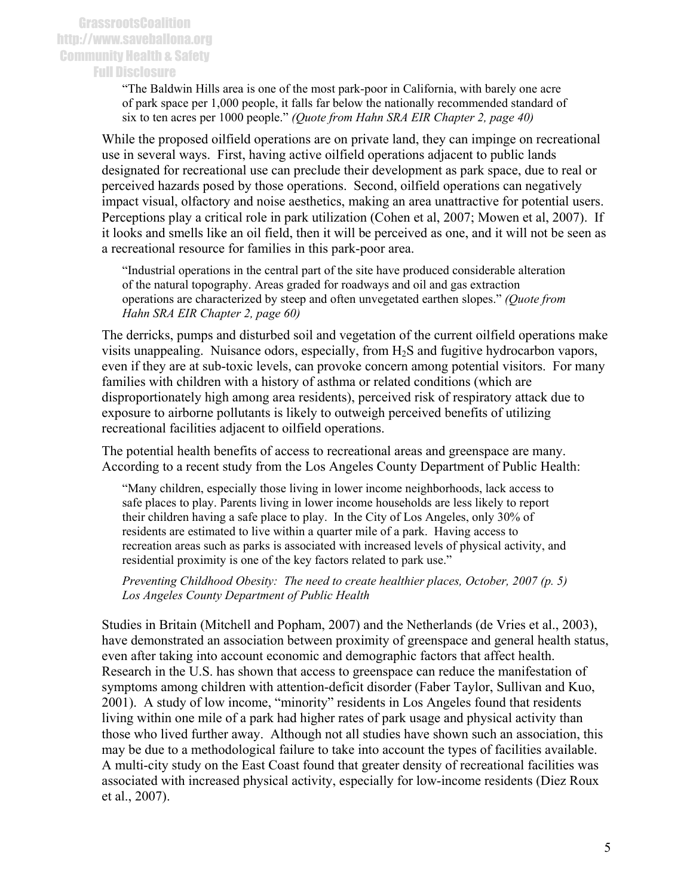> "The Baldwin Hills area is one of the most park-poor in California, with barely one acre of park space per 1,000 people, it falls far below the nationally recommended standard of six to ten acres per 1000 people." *(Quote from Hahn SRA EIR Chapter 2, page 40)*

While the proposed oilfield operations are on private land, they can impinge on recreational use in several ways. First, having active oilfield operations adjacent to public lands designated for recreational use can preclude their development as park space, due to real or perceived hazards posed by those operations. Second, oilfield operations can negatively impact visual, olfactory and noise aesthetics, making an area unattractive for potential users. Perceptions play a critical role in park utilization (Cohen et al, 2007; Mowen et al, 2007). If it looks and smells like an oil field, then it will be perceived as one, and it will not be seen as a recreational resource for families in this park-poor area.

> "Industrial operations in the central part of the site have produced considerable alteration of the natural topography. Areas graded for roadways and oil and gas extraction operations are characterized by steep and often unvegetated earthen slopes." *(Quote from Hahn SRA EIR Chapter 2, page 60)*

The derricks, pumps and disturbed soil and vegetation of the current oilfield operations make visits unappealing. Nuisance odors, especially, from $H_2S$ and fugitive hydrocarbon vapors, even if they are at sub-toxic levels, can provoke concern among potential visitors. For many families with children with a history of asthma or related conditions (which are disproportionately high among area residents), perceived risk of respiratory attack due to exposure to airborne pollutants is likely to outweigh perceived benefits of utilizing recreational facilities adjacent to oilfield operations.

The potential health benefits of access to recreational areas and greenspace are many. According to a recent study from the Los Angeles County Department of Public Health:

> "Many children, especially those living in lower income neighborhoods, lack access to safe places to play. Parents living in lower income households are less likely to report their children having a safe place to play. In the City of Los Angeles, only 30% of residents are estimated to live within a quarter mile of a park. Having access to recreation areas such as parks is associated with increased levels of physical activity, and residential proximity is one of the key factors related to park use."
>
> *Preventing Childhood Obesity: The need to create healthier places, October, 2007 (p. 5) Los Angeles County Department of Public Health*

Studies in Britain (Mitchell and Popham, 2007) and the Netherlands (de Vries et al., 2003), have demonstrated an association between proximity of greenspace and general health status, even after taking into account economic and demographic factors that affect health. Research in the U.S. has shown that access to greenspace can reduce the manifestation of symptoms among children with attention-deficit disorder (Faber Taylor, Sullivan and Kuo, 2001). A study of low income, "minority" residents in Los Angeles found that residents living within one mile of a park had higher rates of park usage and physical activity than those who lived further away. Although not all studies have shown such an association, this may be due to a methodological failure to take into account the types of facilities available. A multi-city study on the East Coast found that greater density of recreational facilities was associated with increased physical activity, especially for low-income residents (Diez Roux et al., 2007).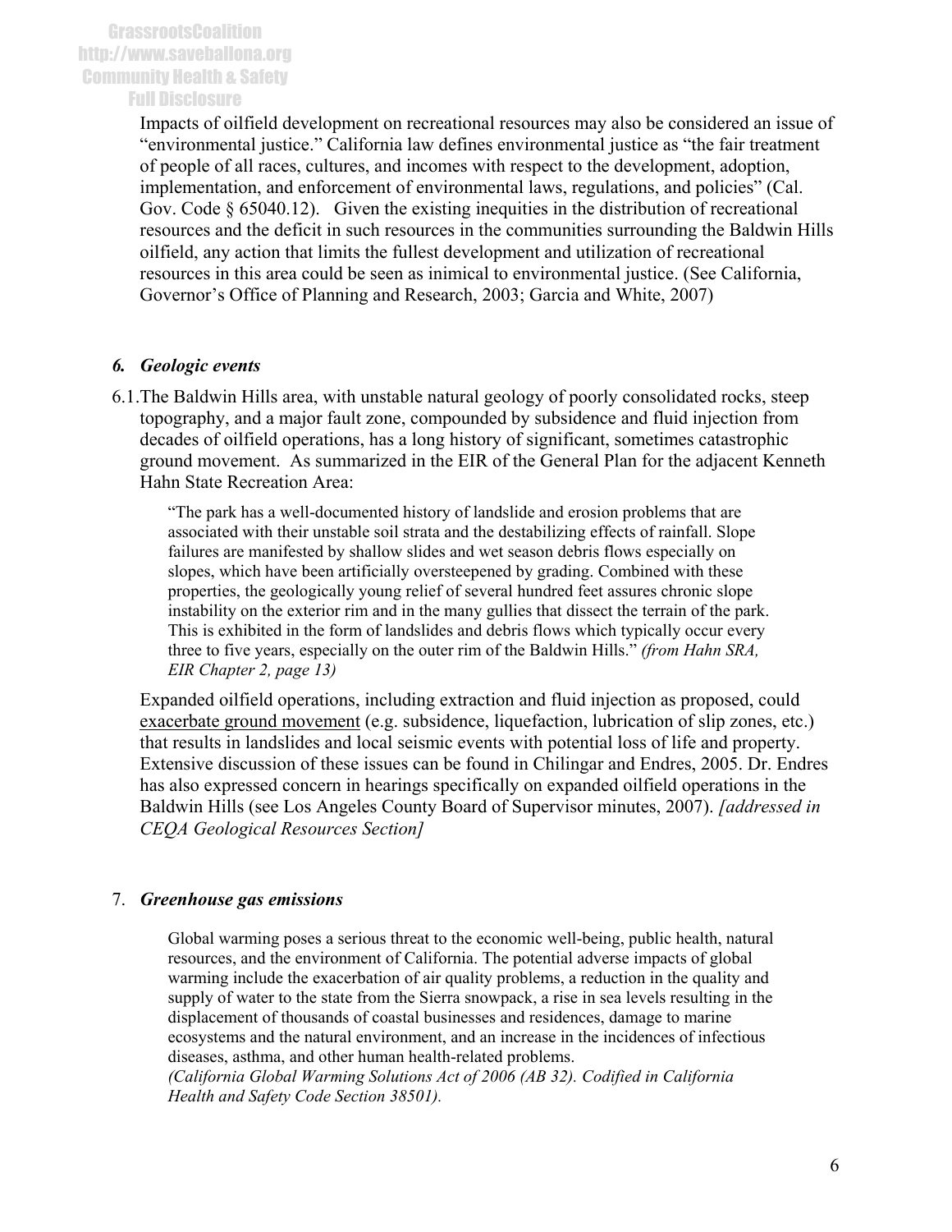Impacts of oilfield development on recreational resources may also be considered an issue of "environmental justice." California law defines environmental justice as "the fair treatment of people of all races, cultures, and incomes with respect to the development, adoption, implementation, and enforcement of environmental laws, regulations, and policies" (Cal. Gov. Code § 65040.12). Given the existing inequities in the distribution of recreational resources and the deficit in such resources in the communities surrounding the Baldwin Hills oilfield, any action that limits the fullest development and utilization of recreational resources in this area could be seen as inimical to environmental justice. (See California, Governor's Office of Planning and Research, 2003; Garcia and White, 2007)

### *6. Geologic events*

6.1. The Baldwin Hills area, with unstable natural geology of poorly consolidated rocks, steep topography, and a major fault zone, compounded by subsidence and fluid injection from decades of oilfield operations, has a long history of significant, sometimes catastrophic ground movement. As summarized in the EIR of the General Plan for the adjacent Kenneth Hahn State Recreation Area:

> "The park has a well-documented history of landslide and erosion problems that are associated with their unstable soil strata and the destabilizing effects of rainfall. Slope failures are manifested by shallow slides and wet season debris flows especially on slopes, which have been artificially oversteepened by grading. Combined with these properties, the geologically young relief of several hundred feet assures chronic slope instability on the exterior rim and in the many gullies that dissect the terrain of the park. This is exhibited in the form of landslides and debris flows which typically occur every three to five years, especially on the outer rim of the Baldwin Hills." *(from Hahn SRA, EIR Chapter 2, page 13)*

Expanded oilfield operations, including extraction and fluid injection as proposed, could exacerbate ground movement (e.g. subsidence, liquefaction, lubrication of slip zones, etc.) that results in landslides and local seismic events with potential loss of life and property. Extensive discussion of these issues can be found in Chilingar and Endres, 2005. Dr. Endres has also expressed concern in hearings specifically on expanded oilfield operations in the Baldwin Hills (see Los Angeles County Board of Supervisor minutes, 2007). *[addressed in CEQA Geological Resources Section]*

### 7. *Greenhouse gas emissions*

> Global warming poses a serious threat to the economic well-being, public health, natural resources, and the environment of California. The potential adverse impacts of global warming include the exacerbation of air quality problems, a reduction in the quality and supply of water to the state from the Sierra snowpack, a rise in sea levels resulting in the displacement of thousands of coastal businesses and residences, damage to marine ecosystems and the natural environment, and an increase in the incidences of infectious diseases, asthma, and other human health-related problems.
> *(California Global Warming Solutions Act of 2006 (AB 32). Codified in California Health and Safety Code Section 38501).*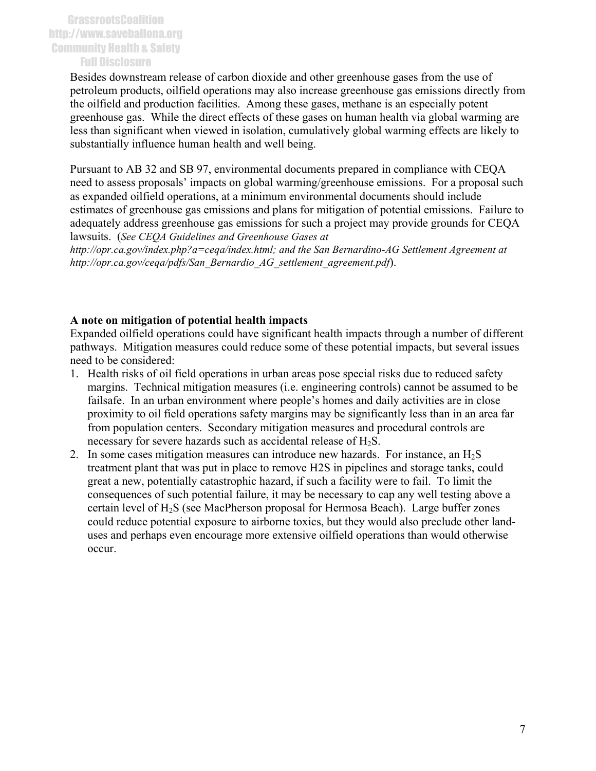Besides downstream release of carbon dioxide and other greenhouse gases from the use of petroleum products, oilfield operations may also increase greenhouse gas emissions directly from the oilfield and production facilities. Among these gases, methane is an especially potent greenhouse gas. While the direct effects of these gases on human health via global warming are less than significant when viewed in isolation, cumulatively global warming effects are likely to substantially influence human health and well being.

Pursuant to AB 32 and SB 97, environmental documents prepared in compliance with CEQA need to assess proposals' impacts on global warming/greenhouse emissions. For a proposal such as expanded oilfield operations, at a minimum environmental documents should include estimates of greenhouse gas emissions and plans for mitigation of potential emissions. Failure to adequately address greenhouse gas emissions for such a project may provide grounds for CEQA lawsuits. (*See CEQA Guidelines and Greenhouse Gases at http://opr.ca.gov/index.php?a=ceqa/index.html; and the San Bernardino-AG Settlement Agreement at http://opr.ca.gov/ceqa/pdfs/San_Bernardio_AG_settlement_agreement.pdf*).

**A note on mitigation of potential health impacts**

Expanded oilfield operations could have significant health impacts through a number of different pathways. Mitigation measures could reduce some of these potential impacts, but several issues need to be considered:

1. Health risks of oil field operations in urban areas pose special risks due to reduced safety margins. Technical mitigation measures (i.e. engineering controls) cannot be assumed to be failsafe. In an urban environment where people's homes and daily activities are in close proximity to oil field operations safety margins may be significantly less than in an area far from population centers. Secondary mitigation measures and procedural controls are necessary for severe hazards such as accidental release of $H_2S$.
2. In some cases mitigation measures can introduce new hazards. For instance, an $H_2S$ treatment plant that was put in place to remove H2S in pipelines and storage tanks, could great a new, potentially catastrophic hazard, if such a facility were to fail. To limit the consequences of such potential failure, it may be necessary to cap any well testing above a certain level of $H_2S$ (see MacPherson proposal for Hermosa Beach). Large buffer zones could reduce potential exposure to airborne toxics, but they would also preclude other land-uses and perhaps even encourage more extensive oilfield operations than would otherwise occur.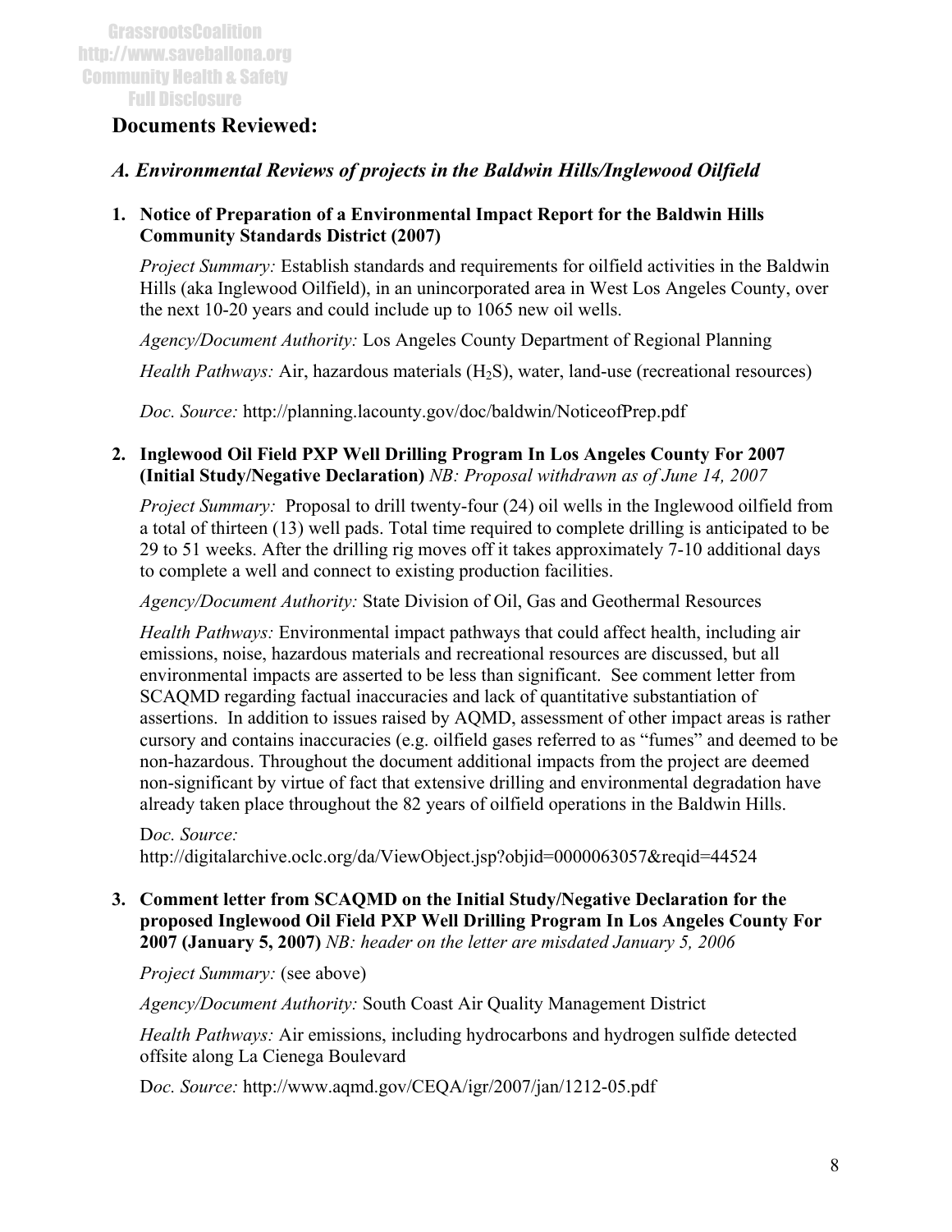## Documents Reviewed:

### *A. Environmental Reviews of projects in the Baldwin Hills/Inglewood Oilfield*

1. **Notice of Preparation of a Environmental Impact Report for the Baldwin Hills Community Standards District (2007)**

   *Project Summary:* Establish standards and requirements for oilfield activities in the Baldwin Hills (aka Inglewood Oilfield), in an unincorporated area in West Los Angeles County, over the next 10-20 years and could include up to 1065 new oil wells.

   *Agency/Document Authority:* Los Angeles County Department of Regional Planning

   *Health Pathways:* Air, hazardous materials ($H_2S$), water, land-use (recreational resources)

   *Doc. Source:* http://planning.lacounty.gov/doc/baldwin/NoticeofPrep.pdf

2. **Inglewood Oil Field PXP Well Drilling Program In Los Angeles County For 2007 (Initial Study/Negative Declaration)** *NB: Proposal withdrawn as of June 14, 2007*

   *Project Summary:* Proposal to drill twenty-four (24) oil wells in the Inglewood oilfield from a total of thirteen (13) well pads. Total time required to complete drilling is anticipated to be 29 to 51 weeks. After the drilling rig moves off it takes approximately 7-10 additional days to complete a well and connect to existing production facilities.

   *Agency/Document Authority:* State Division of Oil, Gas and Geothermal Resources

   *Health Pathways:* Environmental impact pathways that could affect health, including air emissions, noise, hazardous materials and recreational resources are discussed, but all environmental impacts are asserted to be less than significant. See comment letter from SCAQMD regarding factual inaccuracies and lack of quantitative substantiation of assertions. In addition to issues raised by AQMD, assessment of other impact areas is rather cursory and contains inaccuracies (e.g. oilfield gases referred to as "fumes" and deemed to be non-hazardous. Throughout the document additional impacts from the project are deemed non-significant by virtue of fact that extensive drilling and environmental degradation have already taken place throughout the 82 years of oilfield operations in the Baldwin Hills.

   D*oc. Source:* http://digitalarchive.oclc.org/da/ViewObject.jsp?objid=0000063057&reqid=44524

3. **Comment letter from SCAQMD on the Initial Study/Negative Declaration for the proposed Inglewood Oil Field PXP Well Drilling Program In Los Angeles County For 2007 (January 5, 2007)** *NB: header on the letter are misdated January 5, 2006*

   *Project Summary:* (see above)

   *Agency/Document Authority:* South Coast Air Quality Management District

   *Health Pathways:* Air emissions, including hydrocarbons and hydrogen sulfide detected offsite along La Cienega Boulevard

   D*oc. Source:* http://www.aqmd.gov/CEQA/igr/2007/jan/1212-05.pdf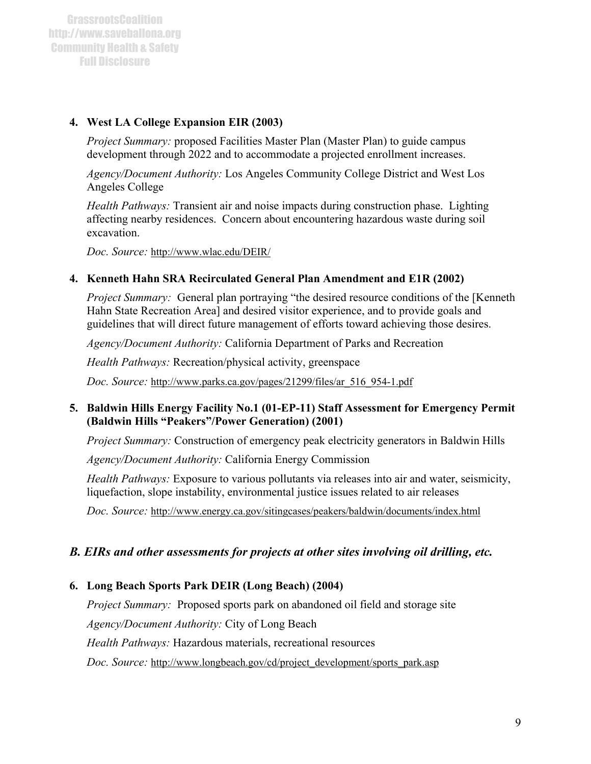**4. West LA College Expansion EIR (2003)**

*Project Summary:* proposed Facilities Master Plan (Master Plan) to guide campus development through 2022 and to accommodate a projected enrollment increases.

*Agency/Document Authority:* Los Angeles Community College District and West Los Angeles College

*Health Pathways:* Transient air and noise impacts during construction phase. Lighting affecting nearby residences. Concern about encountering hazardous waste during soil excavation.

*Doc. Source:* http://www.wlac.edu/DEIR/

**4. Kenneth Hahn SRA Recirculated General Plan Amendment and E1R (2002)**

*Project Summary:* General plan portraying "the desired resource conditions of the [Kenneth Hahn State Recreation Area] and desired visitor experience, and to provide goals and guidelines that will direct future management of efforts toward achieving those desires.

*Agency/Document Authority:* California Department of Parks and Recreation

*Health Pathways:* Recreation/physical activity, greenspace

*Doc. Source:* http://www.parks.ca.gov/pages/21299/files/ar_516_954-1.pdf

**5. Baldwin Hills Energy Facility No.1 (01-EP-11) Staff Assessment for Emergency Permit (Baldwin Hills "Peakers"/Power Generation) (2001)**

*Project Summary:* Construction of emergency peak electricity generators in Baldwin Hills

*Agency/Document Authority:* California Energy Commission

*Health Pathways:* Exposure to various pollutants via releases into air and water, seismicity, liquefaction, slope instability, environmental justice issues related to air releases

*Doc. Source:* http://www.energy.ca.gov/sitingcases/peakers/baldwin/documents/index.html

## *B. EIRs and other assessments for projects at other sites involving oil drilling, etc.*

**6. Long Beach Sports Park DEIR (Long Beach) (2004)**

*Project Summary:* Proposed sports park on abandoned oil field and storage site

*Agency/Document Authority:* City of Long Beach

*Health Pathways:* Hazardous materials, recreational resources

*Doc. Source:* http://www.longbeach.gov/cd/project_development/sports_park.asp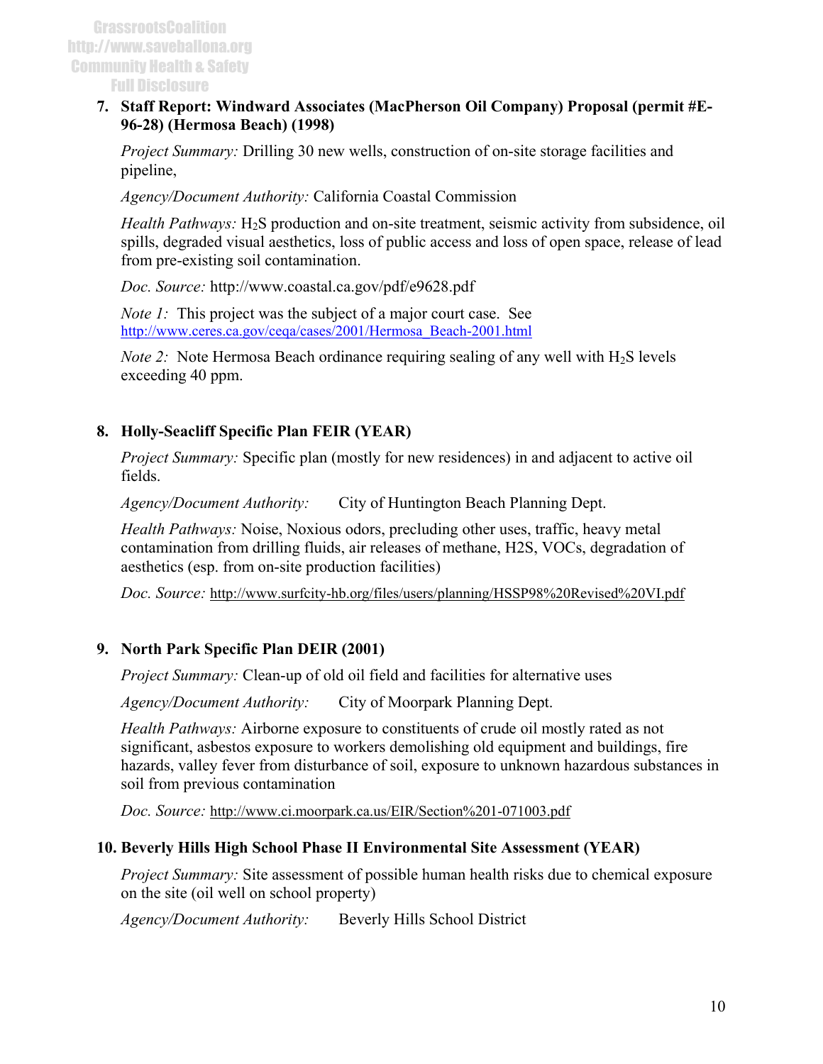7. **Staff Report: Windward Associates (MacPherson Oil Company) Proposal (permit #E-96-28) (Hermosa Beach) (1998)**

   *Project Summary:* Drilling 30 new wells, construction of on-site storage facilities and pipeline,

   *Agency/Document Authority:* California Coastal Commission

   *Health Pathways:* $H_2S$ production and on-site treatment, seismic activity from subsidence, oil spills, degraded visual aesthetics, loss of public access and loss of open space, release of lead from pre-existing soil contamination.

   *Doc. Source:* http://www.coastal.ca.gov/pdf/e9628.pdf

   *Note 1:* This project was the subject of a major court case. See http://www.ceres.ca.gov/ceqa/cases/2001/Hermosa_Beach-2001.html

   *Note 2:* Note Hermosa Beach ordinance requiring sealing of any well with $H_2S$ levels exceeding 40 ppm.

8. **Holly-Seacliff Specific Plan FEIR (YEAR)**

   *Project Summary:* Specific plan (mostly for new residences) in and adjacent to active oil fields.

   *Agency/Document Authority:* City of Huntington Beach Planning Dept.

   *Health Pathways:* Noise, Noxious odors, precluding other uses, traffic, heavy metal contamination from drilling fluids, air releases of methane, $H_2S$, VOCs, degradation of aesthetics (esp. from on-site production facilities)

   *Doc. Source:* http://www.surfcity-hb.org/files/users/planning/HSSP98%20Revised%20VI.pdf

9. **North Park Specific Plan DEIR (2001)**

   *Project Summary:* Clean-up of old oil field and facilities for alternative uses

   *Agency/Document Authority:* City of Moorpark Planning Dept.

   *Health Pathways:* Airborne exposure to constituents of crude oil mostly rated as not significant, asbestos exposure to workers demolishing old equipment and buildings, fire hazards, valley fever from disturbance of soil, exposure to unknown hazardous substances in soil from previous contamination

   *Doc. Source:* http://www.ci.moorpark.ca.us/EIR/Section%201-071003.pdf

10. **Beverly Hills High School Phase II Environmental Site Assessment (YEAR)**

    *Project Summary:* Site assessment of possible human health risks due to chemical exposure on the site (oil well on school property)

    *Agency/Document Authority:* Beverly Hills School District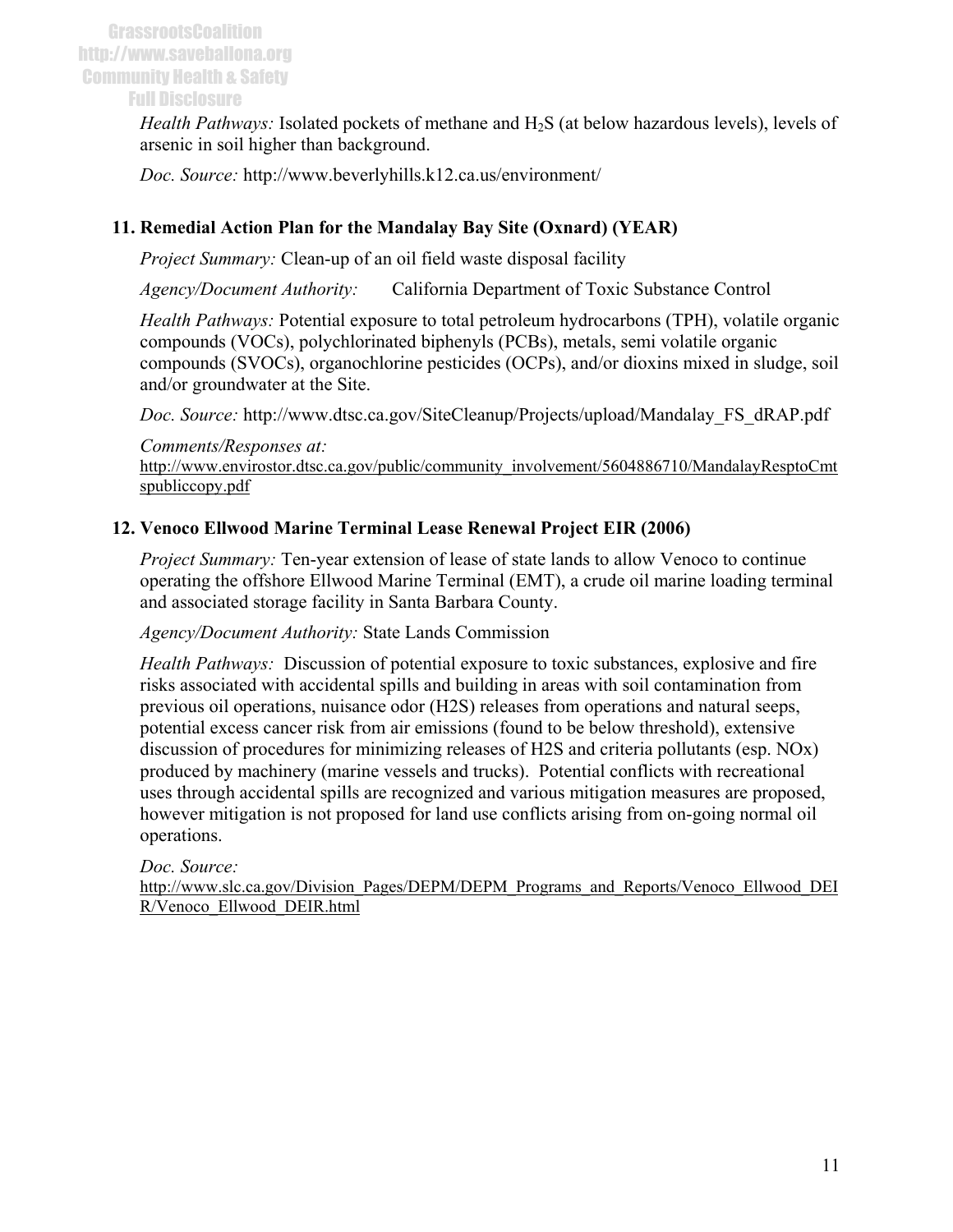*Health Pathways:* Isolated pockets of methane and $H_2S$ (at below hazardous levels), levels of arsenic in soil higher than background.

*Doc. Source:* http://www.beverlyhills.k12.ca.us/environment/

### 11. Remedial Action Plan for the Mandalay Bay Site (Oxnard) (YEAR)

*Project Summary:* Clean-up of an oil field waste disposal facility

*Agency/Document Authority:* California Department of Toxic Substance Control

*Health Pathways:* Potential exposure to total petroleum hydrocarbons (TPH), volatile organic compounds (VOCs), polychlorinated biphenyls (PCBs), metals, semi volatile organic compounds (SVOCs), organochlorine pesticides (OCPs), and/or dioxins mixed in sludge, soil and/or groundwater at the Site.

*Doc. Source:* http://www.dtsc.ca.gov/SiteCleanup/Projects/upload/Mandalay_FS_dRAP.pdf

*Comments/Responses at:* http://www.envirostor.dtsc.ca.gov/public/community_involvement/5604886710/MandalayResptoCmtspubliccopy.pdf

### 12. Venoco Ellwood Marine Terminal Lease Renewal Project EIR (2006)

*Project Summary:* Ten-year extension of lease of state lands to allow Venoco to continue operating the offshore Ellwood Marine Terminal (EMT), a crude oil marine loading terminal and associated storage facility in Santa Barbara County.

*Agency/Document Authority:* State Lands Commission

*Health Pathways:* Discussion of potential exposure to toxic substances, explosive and fire risks associated with accidental spills and building in areas with soil contamination from previous oil operations, nuisance odor (H2S) releases from operations and natural seeps, potential excess cancer risk from air emissions (found to be below threshold), extensive discussion of procedures for minimizing releases of H2S and criteria pollutants (esp. NOx) produced by machinery (marine vessels and trucks). Potential conflicts with recreational uses through accidental spills are recognized and various mitigation measures are proposed, however mitigation is not proposed for land use conflicts arising from on-going normal oil operations.

*Doc. Source:* http://www.slc.ca.gov/Division_Pages/DEPM/DEPM_Programs_and_Reports/Venoco_Ellwood_DEIR/Venoco_Ellwood_DEIR.html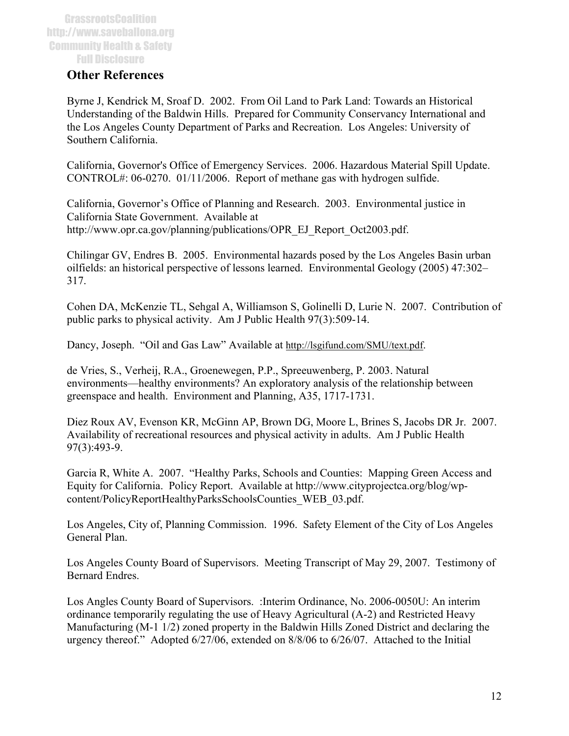## Other References

Byrne J, Kendrick M, Sroaf D. 2002. From Oil Land to Park Land: Towards an Historical Understanding of the Baldwin Hills. Prepared for Community Conservancy International and the Los Angeles County Department of Parks and Recreation. Los Angeles: University of Southern California.

California, Governor's Office of Emergency Services. 2006. Hazardous Material Spill Update. CONTROL#: 06-0270. 01/11/2006. Report of methane gas with hydrogen sulfide.

California, Governor's Office of Planning and Research. 2003. Environmental justice in California State Government. Available at http://www.opr.ca.gov/planning/publications/OPR_EJ_Report_Oct2003.pdf.

Chilingar GV, Endres B. 2005. Environmental hazards posed by the Los Angeles Basin urban oilfields: an historical perspective of lessons learned. Environmental Geology (2005) 47:302–317.

Cohen DA, McKenzie TL, Sehgal A, Williamson S, Golinelli D, Lurie N. 2007. Contribution of public parks to physical activity. Am J Public Health 97(3):509-14.

Dancy, Joseph. "Oil and Gas Law" Available at http://lsgifund.com/SMU/text.pdf.

de Vries, S., Verheij, R.A., Groenewegen, P.P., Spreeuwenberg, P. 2003. Natural environments—healthy environments? An exploratory analysis of the relationship between greenspace and health. Environment and Planning, A35, 1717-1731.

Diez Roux AV, Evenson KR, McGinn AP, Brown DG, Moore L, Brines S, Jacobs DR Jr. 2007. Availability of recreational resources and physical activity in adults. Am J Public Health 97(3):493-9.

Garcia R, White A. 2007. "Healthy Parks, Schools and Counties: Mapping Green Access and Equity for California. Policy Report. Available at http://www.cityprojectca.org/blog/wp-content/PolicyReportHealthyParksSchoolsCounties_WEB_03.pdf.

Los Angeles, City of, Planning Commission. 1996. Safety Element of the City of Los Angeles General Plan.

Los Angeles County Board of Supervisors. Meeting Transcript of May 29, 2007. Testimony of Bernard Endres.

Los Angles County Board of Supervisors. :Interim Ordinance, No. 2006-0050U: An interim ordinance temporarily regulating the use of Heavy Agricultural (A-2) and Restricted Heavy Manufacturing (M-1 1/2) zoned property in the Baldwin Hills Zoned District and declaring the urgency thereof." Adopted 6/27/06, extended on 8/8/06 to 6/26/07. Attached to the Initial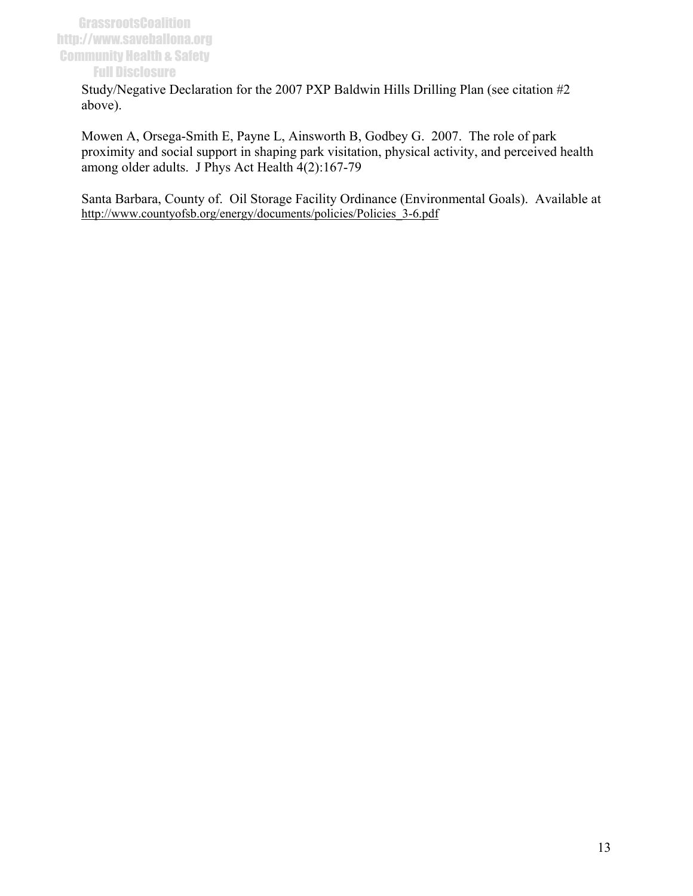Study/Negative Declaration for the 2007 PXP Baldwin Hills Drilling Plan (see citation #2 above).

Mowen A, Orsega-Smith E, Payne L, Ainsworth B, Godbey G. 2007. The role of park proximity and social support in shaping park visitation, physical activity, and perceived health among older adults. J Phys Act Health 4(2):167-79

Santa Barbara, County of. Oil Storage Facility Ordinance (Environmental Goals). Available at http://www.countyofsb.org/energy/documents/policies/Policies_3-6.pdf